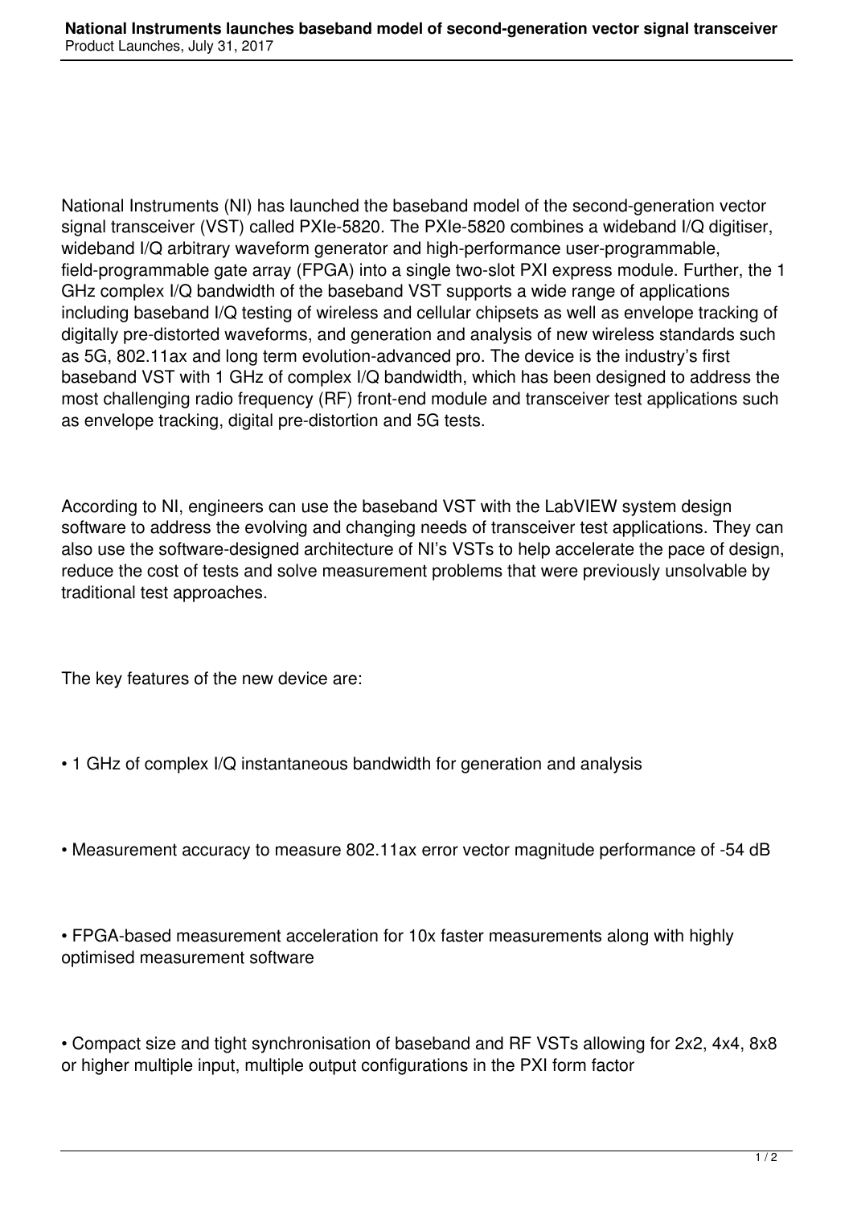# National Instruments launches baseband model of second-generation vector signal transceiver

Product Launches, July 31, 2017

National Instruments (NI) has launched the baseband model of the second-generation vector signal transceiver (VST) called PXIe-5820. The PXIe-5820 combines a wideband I/Q digitiser, wideband I/Q arbitrary waveform generator and high-performance user-programmable, field-programmable gate array (FPGA) into a single two-slot PXI express module. Further, the 1 GHz complex I/Q bandwidth of the baseband VST supports a wide range of applications including baseband I/Q testing of wireless and cellular chipsets as well as envelope tracking of digitally pre-distorted waveforms, and generation and analysis of new wireless standards such as 5G, 802.11ax and long term evolution-advanced pro. The device is the industry's first baseband VST with 1 GHz of complex I/Q bandwidth, which has been designed to address the most challenging radio frequency (RF) front-end module and transceiver test applications such as envelope tracking, digital pre-distortion and 5G tests.

According to NI, engineers can use the baseband VST with the LabVIEW system design software to address the evolving and changing needs of transceiver test applications. They can also use the software-designed architecture of NI's VSTs to help accelerate the pace of design, reduce the cost of tests and solve measurement problems that were previously unsolvable by traditional test approaches.

The key features of the new device are:

- 1 GHz of complex I/Q instantaneous bandwidth for generation and analysis
- Measurement accuracy to measure 802.11ax error vector magnitude performance of -54 dB
- FPGA-based measurement acceleration for 10x faster measurements along with highly optimised measurement software
- Compact size and tight synchronisation of baseband and RF VSTs allowing for 2x2, 4x4, 8x8 or higher multiple input, multiple output configurations in the PXI form factor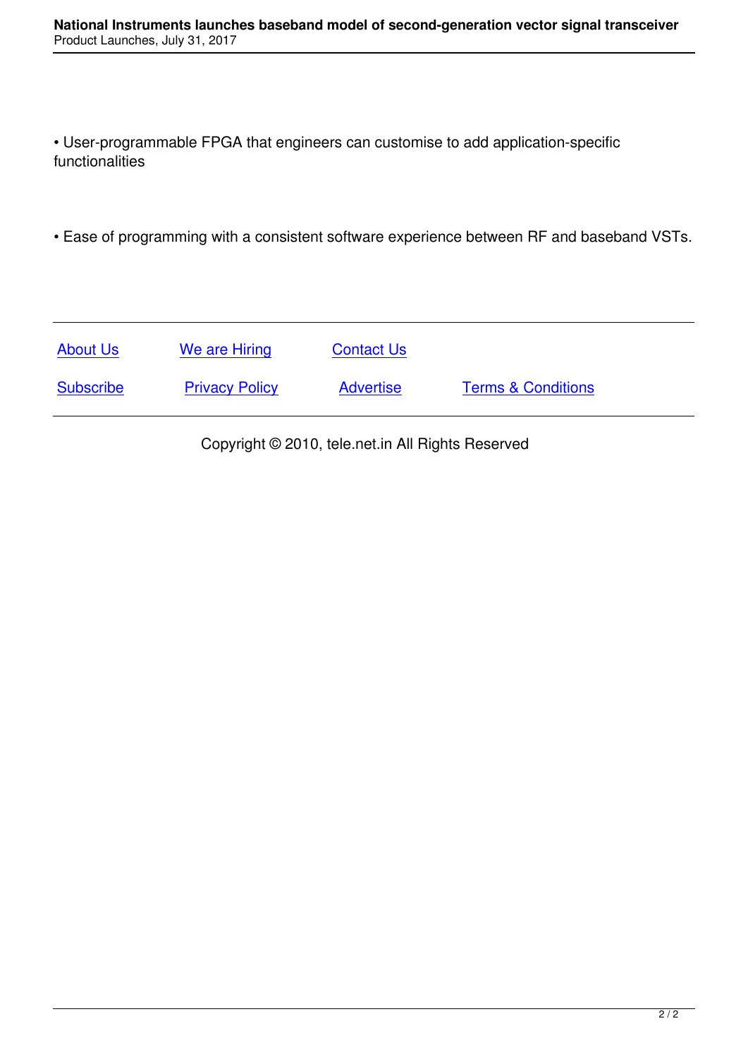• User-programmable FPGA that engineers can customise to add application-specific functionalities

• Ease of programming with a consistent software experience between RF and baseband VSTs.

About Us We are Hiring Contact Us

Subscribe Privacy Policy Advertise Terms & Conditions

Copyright © 2010, tele.net.in All Rights Reserved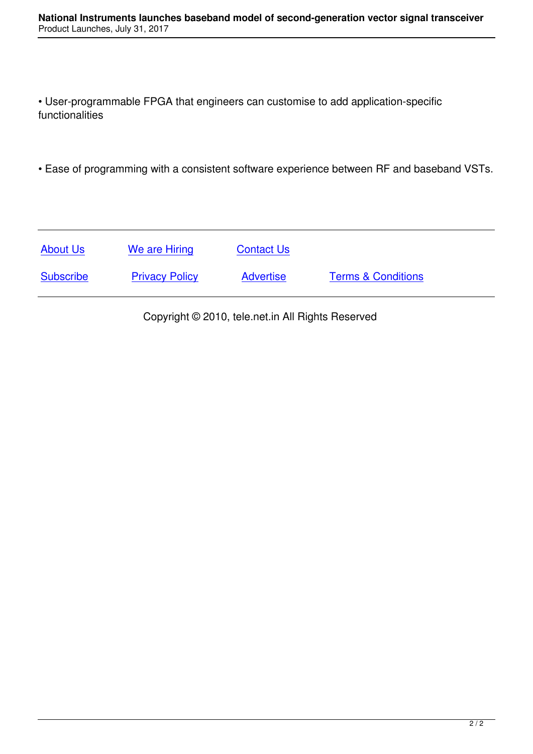• User-programmable FPGA that engineers can customise to add application-specific functionalities

• Ease of programming with a consistent software experience between RF and baseband VSTs.

About Us | We are Hiring | Contact Us

Subscribe | Privacy Policy | Advertise | Terms & Conditions

Copyright © 2010, tele.net.in All Rights Reserved